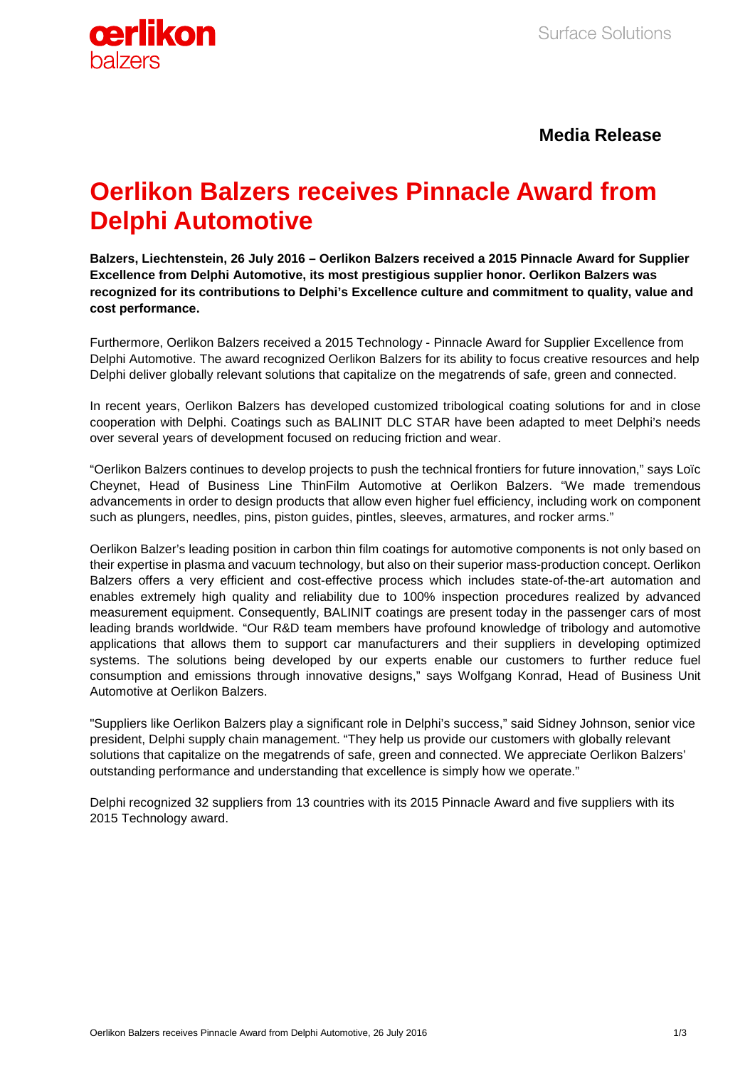**Media Release**

# Oerlikon Balzers receives Pinnacle Award from Delphi Automotive

**Balzers, Liechtenstein, 26 July 2016 – Oerlikon Balzers received a 2015 Pinnacle Award for Supplier Excellence from Delphi Automotive, its most prestigious supplier honor. Oerlikon Balzers was recognized for its contributions to Delphi's Excellence culture and commitment to quality, value and cost performance.**

Furthermore, Oerlikon Balzers received a 2015 Technology - Pinnacle Award for Supplier Excellence from Delphi Automotive. The award recognized Oerlikon Balzers for its ability to focus creative resources and help Delphi deliver globally relevant solutions that capitalize on the megatrends of safe, green and connected.

In recent years, Oerlikon Balzers has developed customized tribological coating solutions for and in close cooperation with Delphi. Coatings such as BALINIT DLC STAR have been adapted to meet Delphi's needs over several years of development focused on reducing friction and wear.

"Oerlikon Balzers continues to develop projects to push the technical frontiers for future innovation," says Loïc Cheynet, Head of Business Line ThinFilm Automotive at Oerlikon Balzers. "We made tremendous advancements in order to design products that allow even higher fuel efficiency, including work on component such as plungers, needles, pins, piston guides, pintles, sleeves, armatures, and rocker arms."

Oerlikon Balzer's leading position in carbon thin film coatings for automotive components is not only based on their expertise in plasma and vacuum technology, but also on their superior mass-production concept. Oerlikon Balzers offers a very efficient and cost-effective process which includes state-of-the-art automation and enables extremely high quality and reliability due to 100% inspection procedures realized by advanced measurement equipment. Consequently, BALINIT coatings are present today in the passenger cars of most leading brands worldwide. "Our R&D team members have profound knowledge of tribology and automotive applications that allows them to support car manufacturers and their suppliers in developing optimized systems. The solutions being developed by our experts enable our customers to further reduce fuel consumption and emissions through innovative designs," says Wolfgang Konrad, Head of Business Unit Automotive at Oerlikon Balzers.

"Suppliers like Oerlikon Balzers play a significant role in Delphi's success," said Sidney Johnson, senior vice president, Delphi supply chain management. "They help us provide our customers with globally relevant solutions that capitalize on the megatrends of safe, green and connected. We appreciate Oerlikon Balzers' outstanding performance and understanding that excellence is simply how we operate."

Delphi recognized 32 suppliers from 13 countries with its 2015 Pinnacle Award and five suppliers with its 2015 Technology award.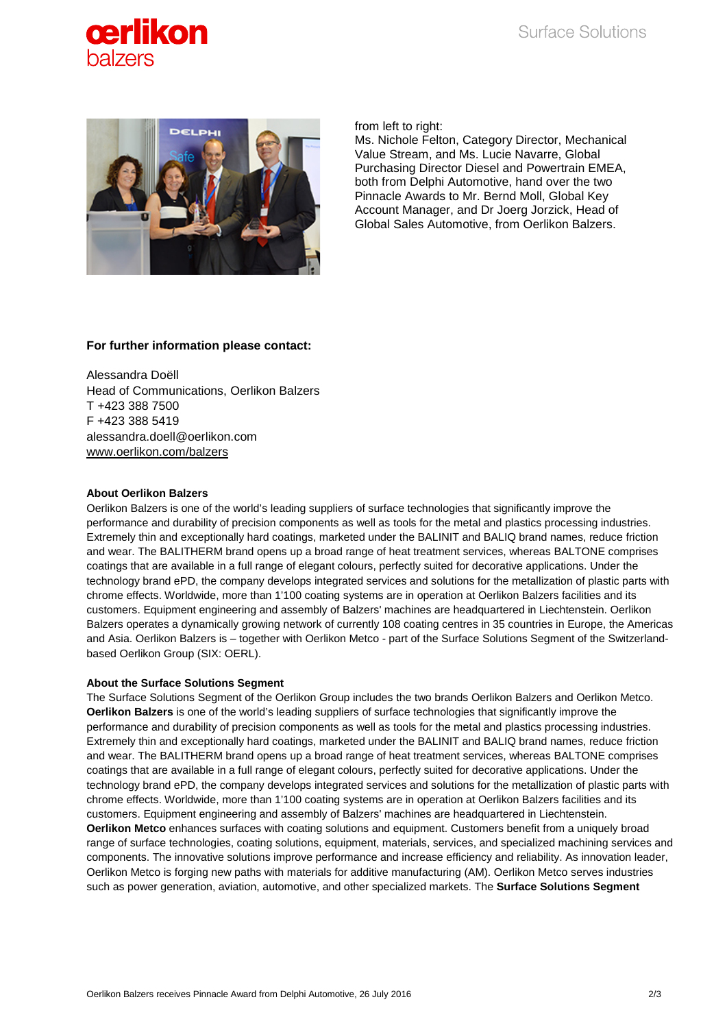from left to right:
Ms. Nichole Felton, Category Director, Mechanical Value Stream, and Ms. Lucie Navarre, Global Purchasing Director Diesel and Powertrain EMEA, both from Delphi Automotive, hand over the two Pinnacle Awards to Mr. Bernd Moll, Global Key Account Manager, and Dr Joerg Jorzick, Head of Global Sales Automotive, from Oerlikon Balzers.

**For further information please contact:**

Alessandra Doëll
Head of Communications, Oerlikon Balzers
T +423 388 7500
F +423 388 5419
alessandra.doell@oerlikon.com
www.oerlikon.com/balzers

**About Oerlikon Balzers**

Oerlikon Balzers is one of the world's leading suppliers of surface technologies that significantly improve the performance and durability of precision components as well as tools for the metal and plastics processing industries. Extremely thin and exceptionally hard coatings, marketed under the BALINIT and BALIQ brand names, reduce friction and wear. The BALITHERM brand opens up a broad range of heat treatment services, whereas BALTONE comprises coatings that are available in a full range of elegant colours, perfectly suited for decorative applications. Under the technology brand ePD, the company develops integrated services and solutions for the metallization of plastic parts with chrome effects. Worldwide, more than 1'100 coating systems are in operation at Oerlikon Balzers facilities and its customers. Equipment engineering and assembly of Balzers' machines are headquartered in Liechtenstein. Oerlikon Balzers operates a dynamically growing network of currently 108 coating centres in 35 countries in Europe, the Americas and Asia. Oerlikon Balzers is – together with Oerlikon Metco - part of the Surface Solutions Segment of the Switzerland-based Oerlikon Group (SIX: OERL).

**About the Surface Solutions Segment**

The Surface Solutions Segment of the Oerlikon Group includes the two brands Oerlikon Balzers and Oerlikon Metco. **Oerlikon Balzers** is one of the world's leading suppliers of surface technologies that significantly improve the performance and durability of precision components as well as tools for the metal and plastics processing industries. Extremely thin and exceptionally hard coatings, marketed under the BALINIT and BALIQ brand names, reduce friction and wear. The BALITHERM brand opens up a broad range of heat treatment services, whereas BALTONE comprises coatings that are available in a full range of elegant colours, perfectly suited for decorative applications. Under the technology brand ePD, the company develops integrated services and solutions for the metallization of plastic parts with chrome effects. Worldwide, more than 1'100 coating systems are in operation at Oerlikon Balzers facilities and its customers. Equipment engineering and assembly of Balzers' machines are headquartered in Liechtenstein.
**Oerlikon Metco** enhances surfaces with coating solutions and equipment. Customers benefit from a uniquely broad range of surface technologies, coating solutions, equipment, materials, services, and specialized machining services and components. The innovative solutions improve performance and increase efficiency and reliability. As innovation leader, Oerlikon Metco is forging new paths with materials for additive manufacturing (AM). Oerlikon Metco serves industries such as power generation, aviation, automotive, and other specialized markets. The **Surface Solutions Segment**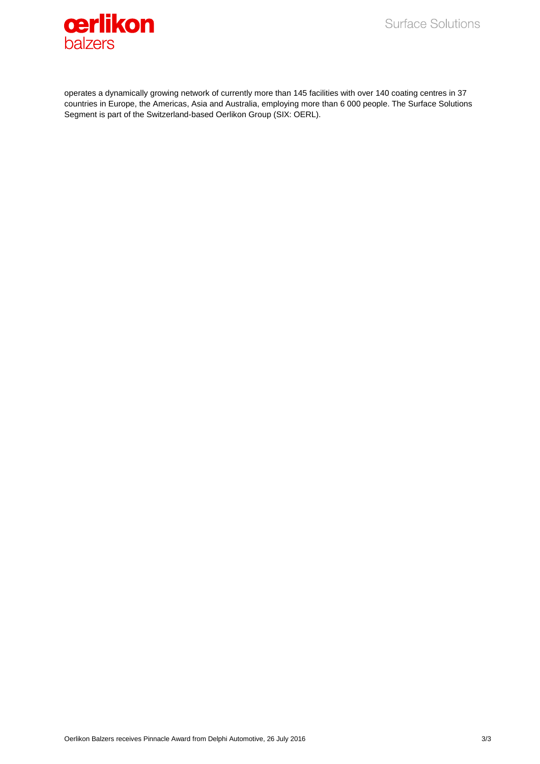operates a dynamically growing network of currently more than 145 facilities with over 140 coating centres in 37 countries in Europe, the Americas, Asia and Australia, employing more than 6 000 people. The Surface Solutions Segment is part of the Switzerland-based Oerlikon Group (SIX: OERL).